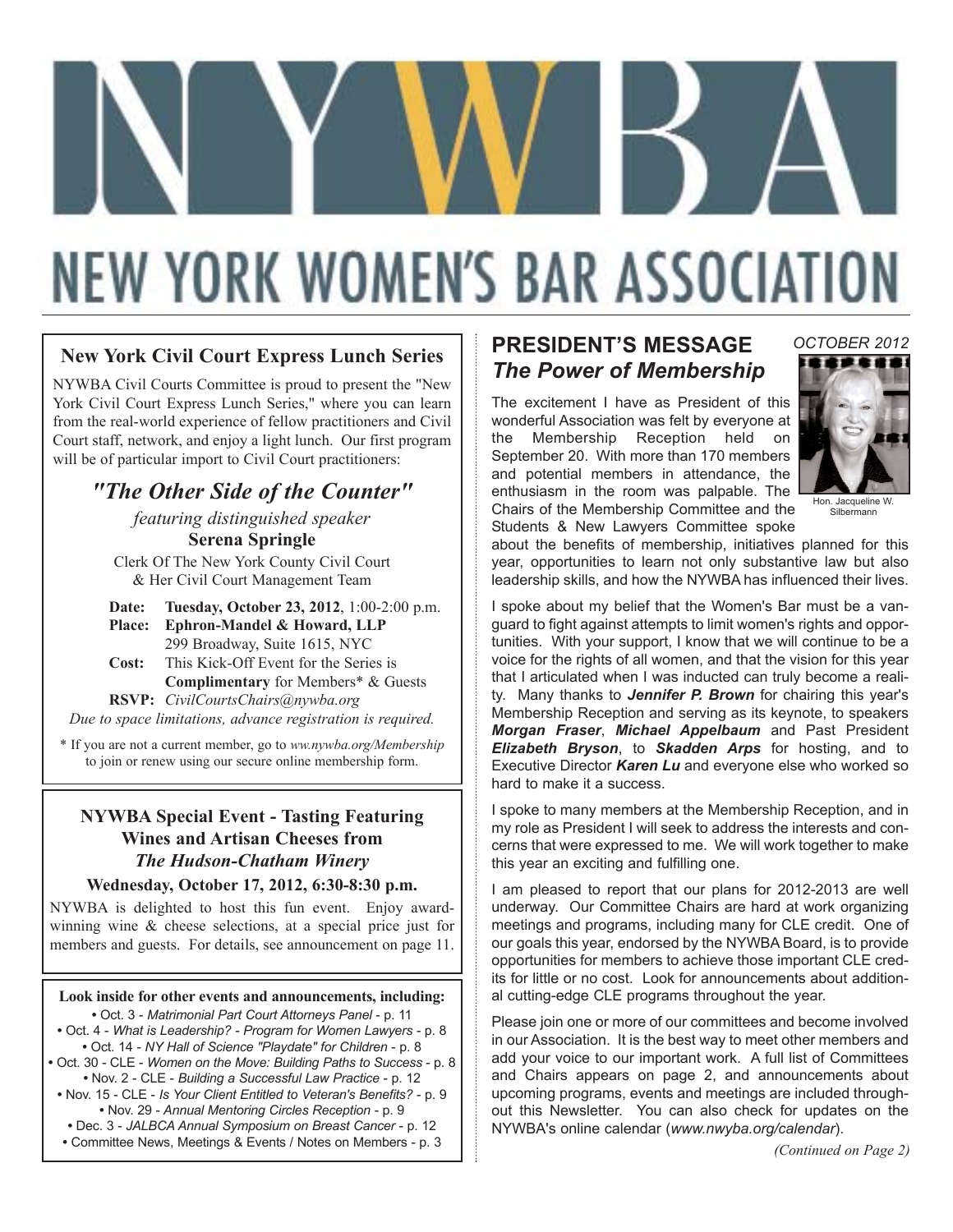# NEW YORK WOMEN'S BAR ASSOCIATION

## New York Civil Court Express Lunch Series

NYWBA Civil Courts Committee is proud to present the "New York Civil Court Express Lunch Series," where you can learn from the real-world experience of fellow practitioners and Civil Court staff, network, and enjoy a light lunch. Our first program will be of particular import to Civil Court practitioners:

### *"The Other Side of the Counter"*

*featuring distinguished speaker*

**Serena Springle**

Clerk Of The New York County Civil Court & Her Civil Court Management Team

**Date:** **Tuesday, October 23, 2012**, 1:00-2:00 p.m.
**Place:** **Ephron-Mandel & Howard, LLP**
299 Broadway, Suite 1615, NYC
**Cost:** This Kick-Off Event for the Series is **Complimentary** for Members* & Guests
**RSVP:** *CivilCourtsChairs@nywba.org*

*Due to space limitations, advance registration is required.*

* If you are not a current member, go to *ww.nywba.org/Membership* to join or renew using our secure online membership form.

## NYWBA Special Event - Tasting Featuring Wines and Artisan Cheeses from *The Hudson-Chatham Winery*

**Wednesday, October 17, 2012, 6:30-8:30 p.m.**

NYWBA is delighted to host this fun event. Enjoy award-winning wine & cheese selections, at a special price just for members and guests. For details, see announcement on page 11.

**Look inside for other events and announcements, including:**

- Oct. 3 - *Matrimonial Part Court Attorneys Panel* - p. 11
- Oct. 4 - *What is Leadership? - Program for Women Lawyers* - p. 8
- Oct. 14 - *NY Hall of Science "Playdate" for Children* - p. 8
- Oct. 30 - CLE - *Women on the Move: Building Paths to Success* - p. 8
- Nov. 2 - CLE - *Building a Successful Law Practice* - p. 12
- Nov. 15 - CLE - *Is Your Client Entitled to Veteran's Benefits?* - p. 9
- Nov. 29 - *Annual Mentoring Circles Reception* - p. 9
- Dec. 3 - *JALBCA Annual Symposium on Breast Cancer* - p. 12
- Committee News, Meetings & Events / Notes on Members - p. 3

*OCTOBER 2012*

## PRESIDENT'S MESSAGE
### *The Power of Membership*

Hon. Jacqueline W. Silbermann

The excitement I have as President of this wonderful Association was felt by everyone at the Membership Reception held on September 20. With more than 170 members and potential members in attendance, the enthusiasm in the room was palpable. The Chairs of the Membership Committee and the Students & New Lawyers Committee spoke about the benefits of membership, initiatives planned for this year, opportunities to learn not only substantive law but also leadership skills, and how the NYWBA has influenced their lives.

I spoke about my belief that the Women's Bar must be a vanguard to fight against attempts to limit women's rights and opportunities. With your support, I know that we will continue to be a voice for the rights of all women, and that the vision for this year that I articulated when I was inducted can truly become a reality. Many thanks to ***Jennifer P. Brown*** for chairing this year's Membership Reception and serving as its keynote, to speakers ***Morgan Fraser***, ***Michael Appelbaum*** and Past President ***Elizabeth Bryson***, to ***Skadden Arps*** for hosting, and to Executive Director ***Karen Lu*** and everyone else who worked so hard to make it a success.

I spoke to many members at the Membership Reception, and in my role as President I will seek to address the interests and concerns that were expressed to me. We will work together to make this year an exciting and fulfilling one.

I am pleased to report that our plans for 2012-2013 are well underway. Our Committee Chairs are hard at work organizing meetings and programs, including many for CLE credit. One of our goals this year, endorsed by the NYWBA Board, is to provide opportunities for members to achieve those important CLE credits for little or no cost. Look for announcements about additional cutting-edge CLE programs throughout the year.

Please join one or more of our committees and become involved in our Association. It is the best way to meet other members and add your voice to our important work. A full list of Committees and Chairs appears on page 2, and announcements about upcoming programs, events and meetings are included throughout this Newsletter. You can also check for updates on the NYWBA's online calendar (*www.nwyba.org/calendar*).

*(Continued on Page 2)*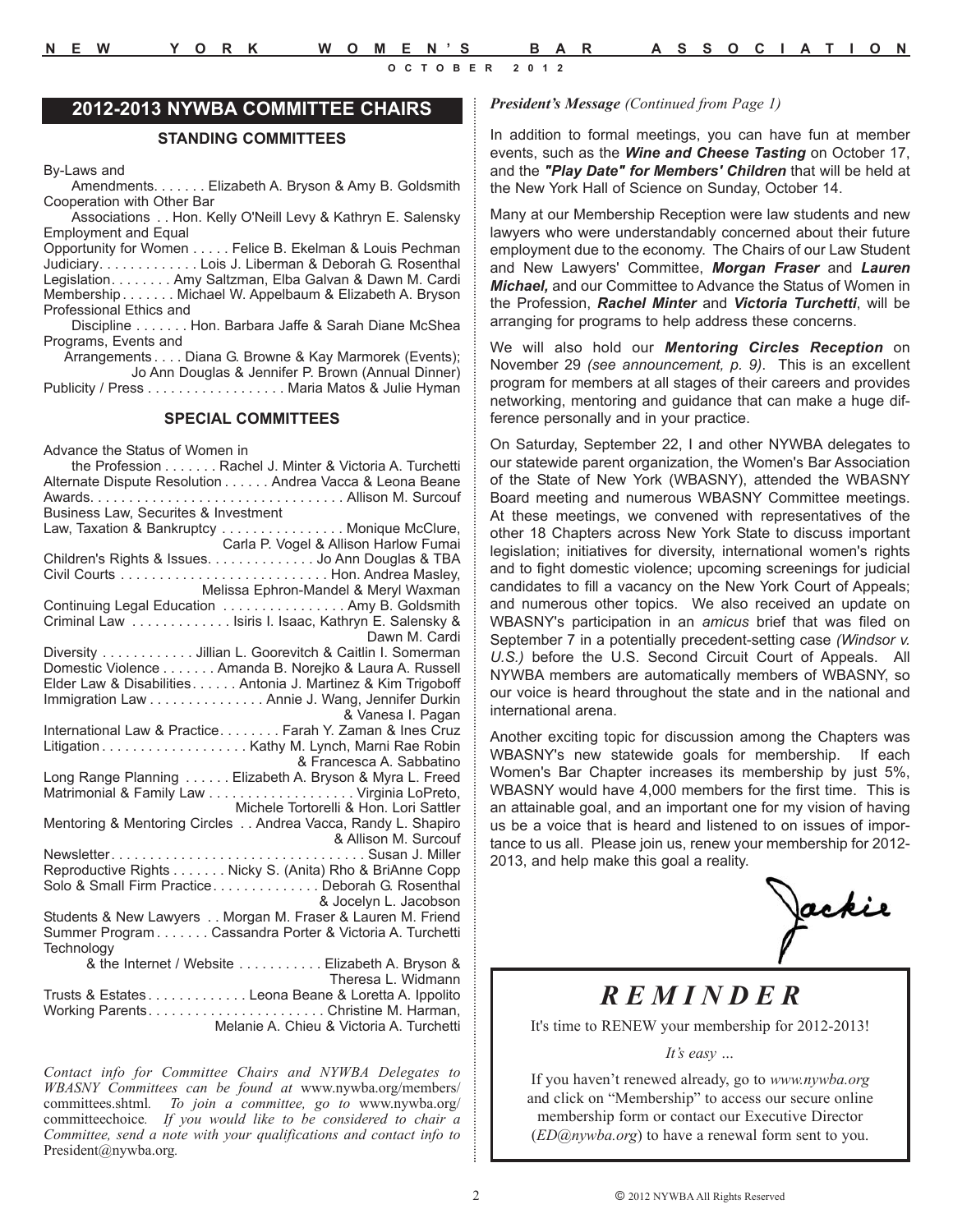## 2012-2013 NYWBA COMMITTEE CHAIRS

### STANDING COMMITTEES

By-Laws and Amendments. . . . . . . Elizabeth A. Bryson & Amy B. Goldsmith
Cooperation with Other Bar Associations . . Hon. Kelly O'Neill Levy & Kathryn E. Salensky
Employment and Equal Opportunity for Women . . . . . Felice B. Ekelman & Louis Pechman
Judiciary. . . . . . . . . . . . . Lois J. Liberman & Deborah G. Rosenthal
Legislation. . . . . . . . Amy Saltzman, Elba Galvan & Dawn M. Cardi
Membership . . . . . . . Michael W. Appelbaum & Elizabeth A. Bryson
Professional Ethics and Discipline . . . . . . . Hon. Barbara Jaffe & Sarah Diane McShea
Programs, Events and Arrangements . . . . Diana G. Browne & Kay Marmorek (Events); Jo Ann Douglas & Jennifer P. Brown (Annual Dinner)
Publicity / Press . . . . . . . . . . . . . . . . . . Maria Matos & Julie Hyman

### SPECIAL COMMITTEES

Advance the Status of Women in the Profession . . . . . . . Rachel J. Minter & Victoria A. Turchetti
Alternate Dispute Resolution . . . . . . Andrea Vacca & Leona Beane
Awards. . . . . . . . . . . . . . . . . . . . . . . . . . . . . . . . . Allison M. Surcouf
Business Law, Securites & Investment Law, Taxation & Bankruptcy . . . . . . . . . . . . . . . . Monique McClure, Carla P. Vogel & Allison Harlow Fumai
Children's Rights & Issues. . . . . . . . . . . . . . Jo Ann Douglas & TBA
Civil Courts . . . . . . . . . . . . . . . . . . . . . . . . . . Hon. Andrea Masley, Melissa Ephron-Mandel & Meryl Waxman
Continuing Legal Education . . . . . . . . . . . . . . . . Amy B. Goldsmith
Criminal Law . . . . . . . . . . . . . Isiris I. Isaac, Kathryn E. Salensky & Dawn M. Cardi
Diversity . . . . . . . . . . . . Jillian L. Goorevitch & Caitlin I. Somerman
Domestic Violence . . . . . . . Amanda B. Norejko & Laura A. Russell
Elder Law & Disabilities . . . . . . Antonia J. Martinez & Kim Trigoboff
Immigration Law . . . . . . . . . . . . . . . Annie J. Wang, Jennifer Durkin & Vanesa I. Pagan
International Law & Practice. . . . . . . . Farah Y. Zaman & Ines Cruz
Litigation . . . . . . . . . . . . . . . . . . . Kathy M. Lynch, Marni Rae Robin & Francesca A. Sabbatino
Long Range Planning . . . . . . Elizabeth A. Bryson & Myra L. Freed
Matrimonial & Family Law . . . . . . . . . . . . . . . . . . . Virginia LoPreto, Michele Tortorelli & Hon. Lori Sattler
Mentoring & Mentoring Circles . . Andrea Vacca, Randy L. Shapiro & Allison M. Surcouf
Newsletter. . . . . . . . . . . . . . . . . . . . . . . . . . . . . . . . . Susan J. Miller
Reproductive Rights . . . . . . . Nicky S. (Anita) Rho & BriAnne Copp
Solo & Small Firm Practice. . . . . . . . . . . . . . Deborah G. Rosenthal & Jocelyn L. Jacobson
Students & New Lawyers . . Morgan M. Fraser & Lauren M. Friend
Summer Program . . . . . . . Cassandra Porter & Victoria A. Turchetti
Technology & the Internet / Website . . . . . . . . . . . Elizabeth A. Bryson & Theresa L. Widmann
Trusts & Estates . . . . . . . . . . . . . Leona Beane & Loretta A. Ippolito
Working Parents. . . . . . . . . . . . . . . . . . . . . . . Christine M. Harman, Melanie A. Chieu & Victoria A. Turchetti

*Contact info for Committee Chairs and NYWBA Delegates to WBASNY Committees can be found at* www.nywba.org/members/committees.shtml. *To join a committee, go to* www.nywba.org/committeechoice. *If you would like to be considered to chair a Committee, send a note with your qualifications and contact info to* President@nywba.org.

***President's Message*** *(Continued from Page 1)*

In addition to formal meetings, you can have fun at member events, such as the ***Wine and Cheese Tasting*** on October 17, and the ***"Play Date" for Members' Children*** that will be held at the New York Hall of Science on Sunday, October 14.

Many at our Membership Reception were law students and new lawyers who were understandably concerned about their future employment due to the economy. The Chairs of our Law Student and New Lawyers' Committee, ***Morgan Fraser*** and ***Lauren Michael,*** and our Committee to Advance the Status of Women in the Profession, ***Rachel Minter*** and ***Victoria Turchetti***, will be arranging for programs to help address these concerns.

We will also hold our ***Mentoring Circles Reception*** on November 29 *(see announcement, p. 9)*. This is an excellent program for members at all stages of their careers and provides networking, mentoring and guidance that can make a huge difference personally and in your practice.

On Saturday, September 22, I and other NYWBA delegates to our statewide parent organization, the Women's Bar Association of the State of New York (WBASNY), attended the WBASNY Board meeting and numerous WBASNY Committee meetings. At these meetings, we convened with representatives of the other 18 Chapters across New York State to discuss important legislation; initiatives for diversity, international women's rights and to fight domestic violence; upcoming screenings for judicial candidates to fill a vacancy on the New York Court of Appeals; and numerous other topics. We also received an update on WBASNY's participation in an *amicus* brief that was filed on September 7 in a potentially precedent-setting case *(Windsor v. U.S.)* before the U.S. Second Circuit Court of Appeals. All NYWBA members are automatically members of WBASNY, so our voice is heard throughout the state and in the national and international arena.

Another exciting topic for discussion among the Chapters was WBASNY's new statewide goals for membership. If each Women's Bar Chapter increases its membership by just 5%, WBASNY would have 4,000 members for the first time. This is an attainable goal, and an important one for my vision of having us be a voice that is heard and listened to on issues of importance to us all. Please join us, renew your membership for 2012-2013, and help make this goal a reality.

Jackie

## *REMINDER*

It's time to RENEW your membership for 2012-2013!

*It's easy …*

If you haven't renewed already, go to *www.nywba.org* and click on "Membership" to access our secure online membership form or contact our Executive Director (*ED@nywba.org*) to have a renewal form sent to you.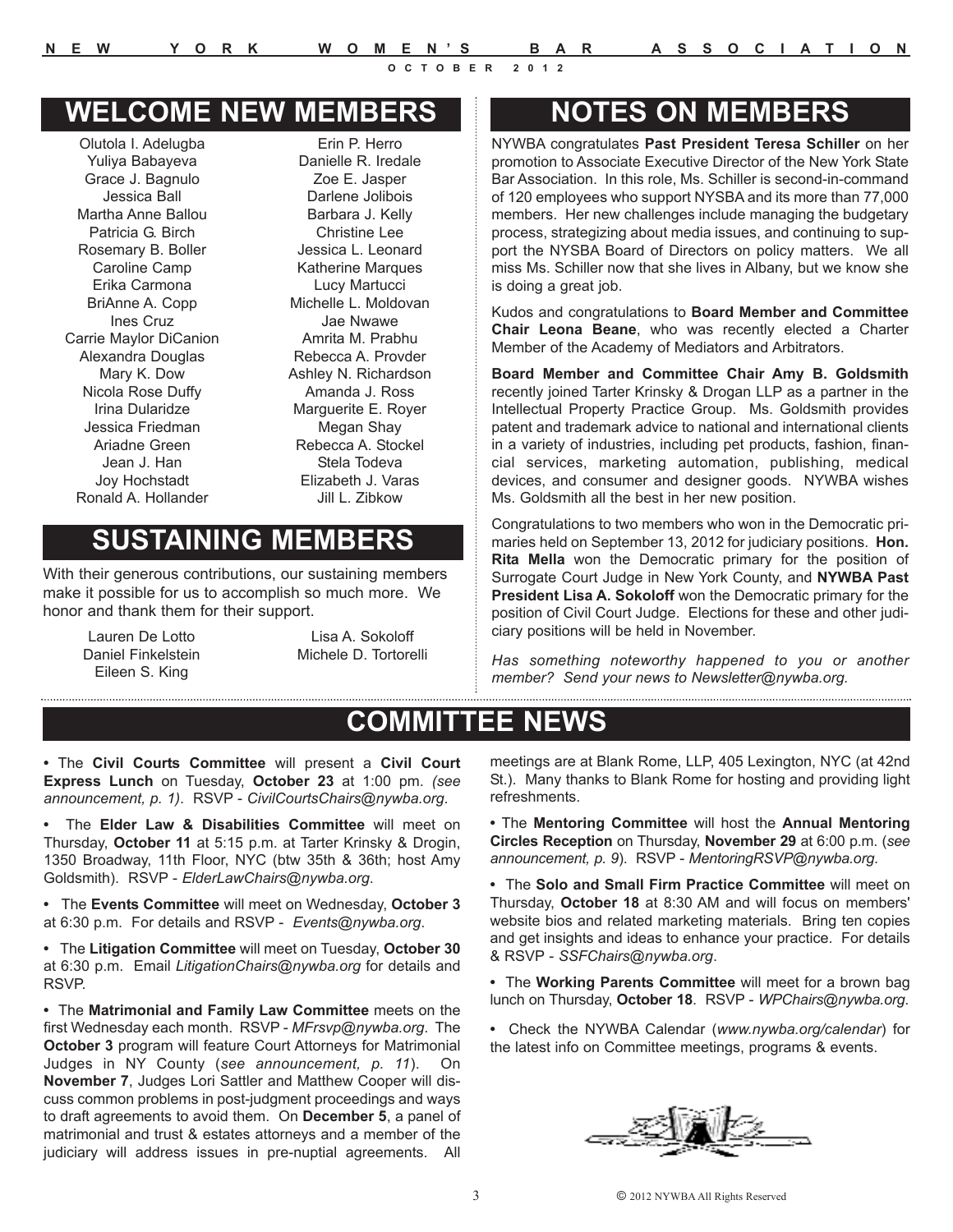## WELCOME NEW MEMBERS

Olutola I. Adelugba
Yuliya Babayeva
Grace J. Bagnulo
Jessica Ball
Martha Anne Ballou
Patricia G. Birch
Rosemary B. Boller
Caroline Camp
Erika Carmona
BriAnne A. Copp
Ines Cruz
Carrie Maylor DiCanion
Alexandra Douglas
Mary K. Dow
Nicola Rose Duffy
Irina Dularidze
Jessica Friedman
Ariadne Green
Jean J. Han
Joy Hochstadt
Ronald A. Hollander
Erin P. Herro
Danielle R. Iredale
Zoe E. Jasper
Darlene Jolibois
Barbara J. Kelly
Christine Lee
Jessica L. Leonard
Katherine Marques
Lucy Martucci
Michelle L. Moldovan
Jae Nwawe
Amrita M. Prabhu
Rebecca A. Provder
Ashley N. Richardson
Amanda J. Ross
Marguerite E. Royer
Megan Shay
Rebecca A. Stockel
Stela Todeva
Elizabeth J. Varas
Jill L. Zibkow

## SUSTAINING MEMBERS

With their generous contributions, our sustaining members make it possible for us to accomplish so much more. We honor and thank them for their support.

Lauren De Lotto
Daniel Finkelstein
Eileen S. King
Lisa A. Sokoloff
Michele D. Tortorelli

## NOTES ON MEMBERS

NYWBA congratulates **Past President Teresa Schiller** on her promotion to Associate Executive Director of the New York State Bar Association. In this role, Ms. Schiller is second-in-command of 120 employees who support NYSBA and its more than 77,000 members. Her new challenges include managing the budgetary process, strategizing about media issues, and continuing to support the NYSBA Board of Directors on policy matters. We all miss Ms. Schiller now that she lives in Albany, but we know she is doing a great job.

Kudos and congratulations to **Board Member and Committee Chair Leona Beane**, who was recently elected a Charter Member of the Academy of Mediators and Arbitrators.

**Board Member and Committee Chair Amy B. Goldsmith** recently joined Tarter Krinsky & Drogan LLP as a partner in the Intellectual Property Practice Group. Ms. Goldsmith provides patent and trademark advice to national and international clients in a variety of industries, including pet products, fashion, financial services, marketing automation, publishing, medical devices, and consumer and designer goods. NYWBA wishes Ms. Goldsmith all the best in her new position.

Congratulations to two members who won in the Democratic primaries held on September 13, 2012 for judiciary positions. **Hon. Rita Mella** won the Democratic primary for the position of Surrogate Court Judge in New York County, and **NYWBA Past President Lisa A. Sokoloff** won the Democratic primary for the position of Civil Court Judge. Elections for these and other judiciary positions will be held in November.

*Has something noteworthy happened to you or another member? Send your news to Newsletter@nywba.org.*

## COMMITTEE NEWS

- The **Civil Courts Committee** will present a **Civil Court Express Lunch** on Tuesday, **October 23** at 1:00 pm. *(see announcement, p. 1)*. RSVP - *CivilCourtsChairs@nywba.org*.

- The **Elder Law & Disabilities Committee** will meet on Thursday, **October 11** at 5:15 p.m. at Tarter Krinsky & Drogin, 1350 Broadway, 11th Floor, NYC (btw 35th & 36th; host Amy Goldsmith). RSVP - *ElderLawChairs@nywba.org*.

- The **Events Committee** will meet on Wednesday, **October 3** at 6:30 p.m. For details and RSVP - *Events@nywba.org*.

- The **Litigation Committee** will meet on Tuesday, **October 30** at 6:30 p.m. Email *LitigationChairs@nywba.org* for details and RSVP.

- The **Matrimonial and Family Law Committee** meets on the first Wednesday each month. RSVP - *MFrsvp@nywba.org*. The **October 3** program will feature Court Attorneys for Matrimonial Judges in NY County (*see announcement, p. 11*). On **November 7**, Judges Lori Sattler and Matthew Cooper will discuss common problems in post-judgment proceedings and ways to draft agreements to avoid them. On **December 5**, a panel of matrimonial and trust & estates attorneys and a member of the judiciary will address issues in pre-nuptial agreements. All meetings are at Blank Rome, LLP, 405 Lexington, NYC (at 42nd St.). Many thanks to Blank Rome for hosting and providing light refreshments.

- The **Mentoring Committee** will host the **Annual Mentoring Circles Reception** on Thursday, **November 29** at 6:00 p.m. (*see announcement, p. 9*). RSVP - *MentoringRSVP@nywba.org*.

- The **Solo and Small Firm Practice Committee** will meet on Thursday, **October 18** at 8:30 AM and will focus on members' website bios and related marketing materials. Bring ten copies and get insights and ideas to enhance your practice. For details & RSVP - *SSFChairs@nywba.org*.

- The **Working Parents Committee** will meet for a brown bag lunch on Thursday, **October 18**. RSVP - *WPChairs@nywba.org*.

- Check the NYWBA Calendar (*www.nywba.org/calendar*) for the latest info on Committee meetings, programs & events.

© 2012 NYWBA All Rights Reserved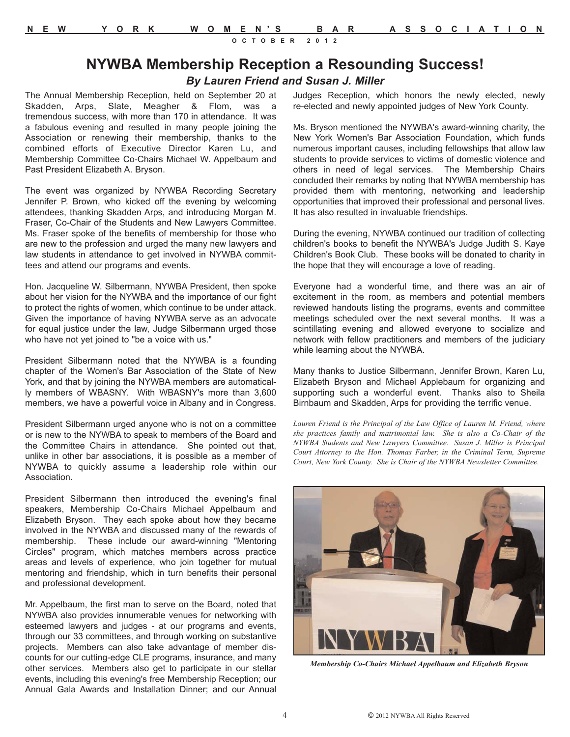# NYWBA Membership Reception a Resounding Success!

***By Lauren Friend and Susan J. Miller***

The Annual Membership Reception, held on September 20 at Skadden, Arps, Slate, Meagher & Flom, was a tremendous success, with more than 170 in attendance. It was a fabulous evening and resulted in many people joining the Association or renewing their membership, thanks to the combined efforts of Executive Director Karen Lu, and Membership Committee Co-Chairs Michael W. Appelbaum and Past President Elizabeth A. Bryson.

The event was organized by NYWBA Recording Secretary Jennifer P. Brown, who kicked off the evening by welcoming attendees, thanking Skadden Arps, and introducing Morgan M. Fraser, Co-Chair of the Students and New Lawyers Committee. Ms. Fraser spoke of the benefits of membership for those who are new to the profession and urged the many new lawyers and law students in attendance to get involved in NYWBA committees and attend our programs and events.

Hon. Jacqueline W. Silbermann, NYWBA President, then spoke about her vision for the NYWBA and the importance of our fight to protect the rights of women, which continue to be under attack. Given the importance of having NYWBA serve as an advocate for equal justice under the law, Judge Silbermann urged those who have not yet joined to "be a voice with us."

President Silbermann noted that the NYWBA is a founding chapter of the Women's Bar Association of the State of New York, and that by joining the NYWBA members are automatically members of WBASNY. With WBASNY's more than 3,600 members, we have a powerful voice in Albany and in Congress.

President Silbermann urged anyone who is not on a committee or is new to the NYWBA to speak to members of the Board and the Committee Chairs in attendance. She pointed out that, unlike in other bar associations, it is possible as a member of NYWBA to quickly assume a leadership role within our Association.

President Silbermann then introduced the evening's final speakers, Membership Co-Chairs Michael Appelbaum and Elizabeth Bryson. They each spoke about how they became involved in the NYWBA and discussed many of the rewards of membership. These include our award-winning "Mentoring Circles" program, which matches members across practice areas and levels of experience, who join together for mutual mentoring and friendship, which in turn benefits their personal and professional development.

Mr. Appelbaum, the first man to serve on the Board, noted that NYWBA also provides innumerable venues for networking with esteemed lawyers and judges - at our programs and events, through our 33 committees, and through working on substantive projects. Members can also take advantage of member discounts for our cutting-edge CLE programs, insurance, and many other services. Members also get to participate in our stellar events, including this evening's free Membership Reception; our Annual Gala Awards and Installation Dinner; and our Annual Judges Reception, which honors the newly elected, newly re-elected and newly appointed judges of New York County.

Ms. Bryson mentioned the NYWBA's award-winning charity, the New York Women's Bar Association Foundation, which funds numerous important causes, including fellowships that allow law students to provide services to victims of domestic violence and others in need of legal services. The Membership Chairs concluded their remarks by noting that NYWBA membership has provided them with mentoring, networking and leadership opportunities that improved their professional and personal lives. It has also resulted in invaluable friendships.

During the evening, NYWBA continued our tradition of collecting children's books to benefit the NYWBA's Judge Judith S. Kaye Children's Book Club. These books will be donated to charity in the hope that they will encourage a love of reading.

Everyone had a wonderful time, and there was an air of excitement in the room, as members and potential members reviewed handouts listing the programs, events and committee meetings scheduled over the next several months. It was a scintillating evening and allowed everyone to socialize and network with fellow practitioners and members of the judiciary while learning about the NYWBA.

Many thanks to Justice Silbermann, Jennifer Brown, Karen Lu, Elizabeth Bryson and Michael Applebaum for organizing and supporting such a wonderful event. Thanks also to Sheila Birnbaum and Skadden, Arps for providing the terrific venue.

*Lauren Friend is the Principal of the Law Office of Lauren M. Friend, where she practices family and matrimonial law. She is also a Co-Chair of the NYWBA Students and New Lawyers Committee. Susan J. Miller is Principal Court Attorney to the Hon. Thomas Farber, in the Criminal Term, Supreme Court, New York County. She is Chair of the NYWBA Newsletter Committee.*

***Membership Co-Chairs Michael Appelbaum and Elizabeth Bryson***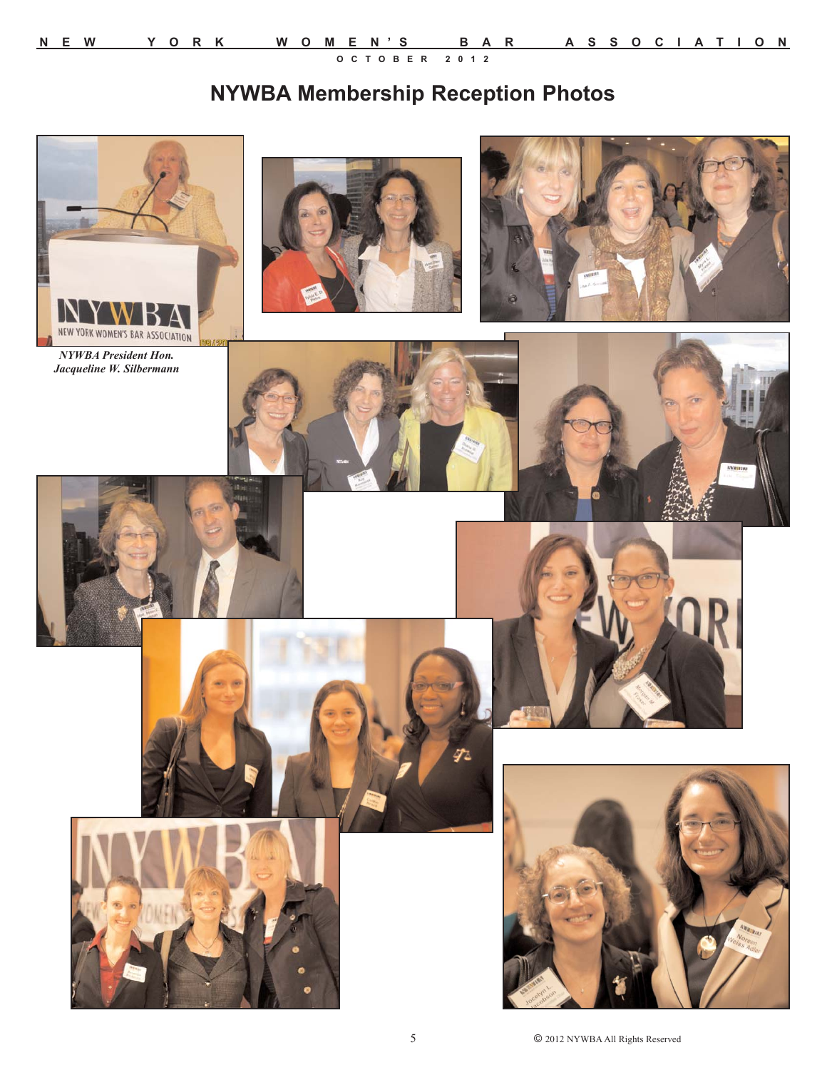# NYWBA Membership Reception Photos

*NYWBA President Hon. Jacqueline W. Silbermann*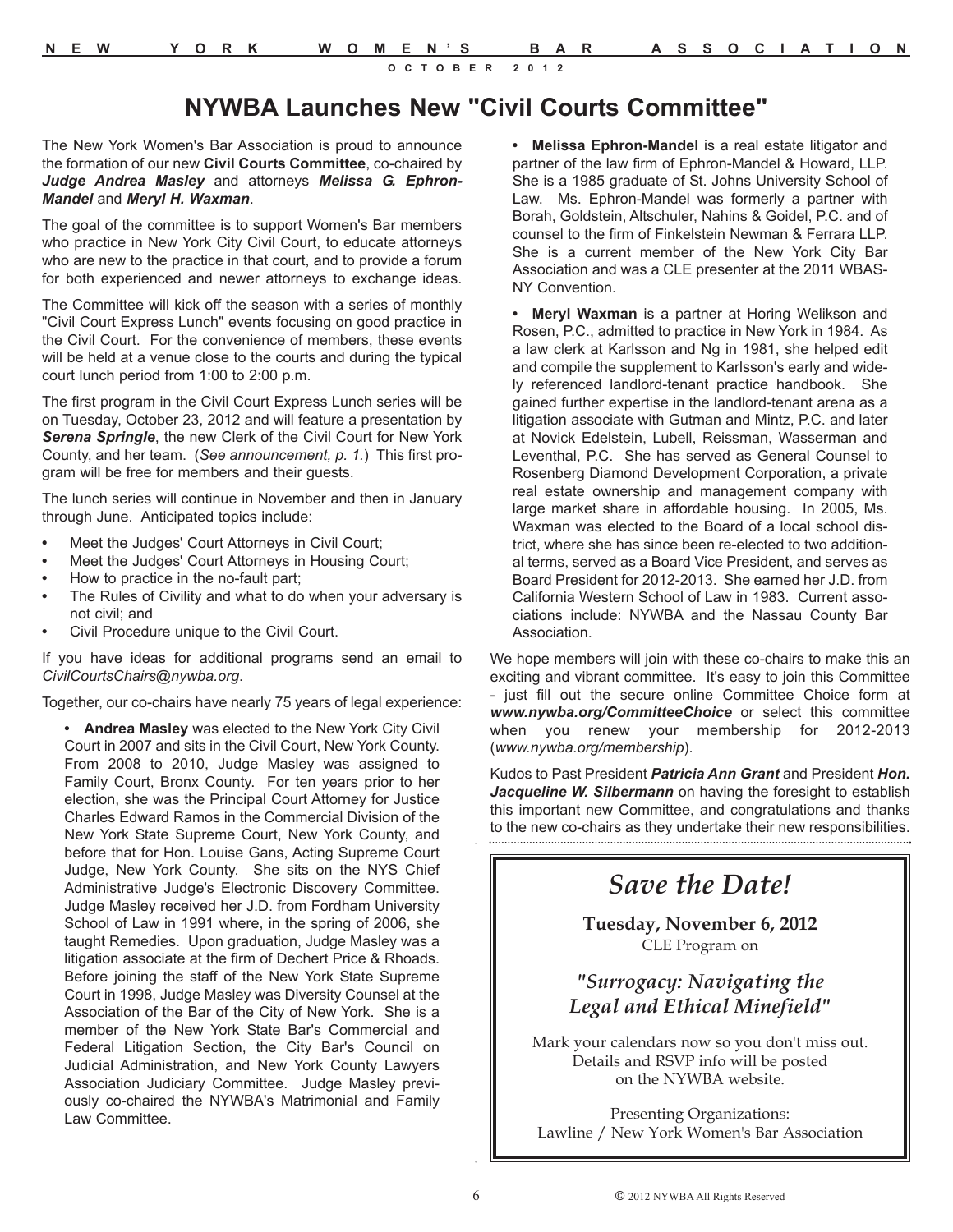# NYWBA Launches New "Civil Courts Committee"

The New York Women's Bar Association is proud to announce the formation of our new **Civil Courts Committee**, co-chaired by ***Judge Andrea Masley*** and attorneys ***Melissa G. Ephron-Mandel*** and ***Meryl H. Waxman***.

The goal of the committee is to support Women's Bar members who practice in New York City Civil Court, to educate attorneys who are new to the practice in that court, and to provide a forum for both experienced and newer attorneys to exchange ideas.

The Committee will kick off the season with a series of monthly "Civil Court Express Lunch" events focusing on good practice in the Civil Court. For the convenience of members, these events will be held at a venue close to the courts and during the typical court lunch period from 1:00 to 2:00 p.m.

The first program in the Civil Court Express Lunch series will be on Tuesday, October 23, 2012 and will feature a presentation by ***Serena Springle***, the new Clerk of the Civil Court for New York County, and her team. (*See announcement, p. 1.*) This first program will be free for members and their guests.

The lunch series will continue in November and then in January through June. Anticipated topics include:

- Meet the Judges' Court Attorneys in Civil Court;
- Meet the Judges' Court Attorneys in Housing Court;
- How to practice in the no-fault part;
- The Rules of Civility and what to do when your adversary is not civil; and
- Civil Procedure unique to the Civil Court.

If you have ideas for additional programs send an email to *CivilCourtsChairs@nywba.org*.

Together, our co-chairs have nearly 75 years of legal experience:

- **Andrea Masley** was elected to the New York City Civil Court in 2007 and sits in the Civil Court, New York County. From 2008 to 2010, Judge Masley was assigned to Family Court, Bronx County. For ten years prior to her election, she was the Principal Court Attorney for Justice Charles Edward Ramos in the Commercial Division of the New York State Supreme Court, New York County, and before that for Hon. Louise Gans, Acting Supreme Court Judge, New York County. She sits on the NYS Chief Administrative Judge's Electronic Discovery Committee. Judge Masley received her J.D. from Fordham University School of Law in 1991 where, in the spring of 2006, she taught Remedies. Upon graduation, Judge Masley was a litigation associate at the firm of Dechert Price & Rhoads. Before joining the staff of the New York State Supreme Court in 1998, Judge Masley was Diversity Counsel at the Association of the Bar of the City of New York. She is a member of the New York State Bar's Commercial and Federal Litigation Section, the City Bar's Council on Judicial Administration, and New York County Lawyers Association Judiciary Committee. Judge Masley previously co-chaired the NYWBA's Matrimonial and Family Law Committee.

- **Melissa Ephron-Mandel** is a real estate litigator and partner of the law firm of Ephron-Mandel & Howard, LLP. She is a 1985 graduate of St. Johns University School of Law. Ms. Ephron-Mandel was formerly a partner with Borah, Goldstein, Altschuler, Nahins & Goidel, P.C. and of counsel to the firm of Finkelstein Newman & Ferrara LLP. She is a current member of the New York City Bar Association and was a CLE presenter at the 2011 WBASNY Convention.

- **Meryl Waxman** is a partner at Horing Welikson and Rosen, P.C., admitted to practice in New York in 1984. As a law clerk at Karlsson and Ng in 1981, she helped edit and compile the supplement to Karlsson's early and widely referenced landlord-tenant practice handbook. She gained further expertise in the landlord-tenant arena as a litigation associate with Gutman and Mintz, P.C. and later at Novick Edelstein, Lubell, Reissman, Wasserman and Leventhal, P.C. She has served as General Counsel to Rosenberg Diamond Development Corporation, a private real estate ownership and management company with large market share in affordable housing. In 2005, Ms. Waxman was elected to the Board of a local school district, where she has since been re-elected to two additional terms, served as a Board Vice President, and serves as Board President for 2012-2013. She earned her J.D. from California Western School of Law in 1983. Current associations include: NYWBA and the Nassau County Bar Association.

We hope members will join with these co-chairs to make this an exciting and vibrant committee. It's easy to join this Committee - just fill out the secure online Committee Choice form at ***www.nywba.org/CommitteeChoice*** or select this committee when you renew your membership for 2012-2013 (*www.nywba.org/membership*).

Kudos to Past President ***Patricia Ann Grant*** and President ***Hon. Jacqueline W. Silbermann*** on having the foresight to establish this important new Committee, and congratulations and thanks to the new co-chairs as they undertake their new responsibilities.

## *Save the Date!*

**Tuesday, November 6, 2012**
CLE Program on

***"Surrogacy: Navigating the Legal and Ethical Minefield"***

Mark your calendars now so you don't miss out. Details and RSVP info will be posted on the NYWBA website.

Presenting Organizations:
Lawline / New York Women's Bar Association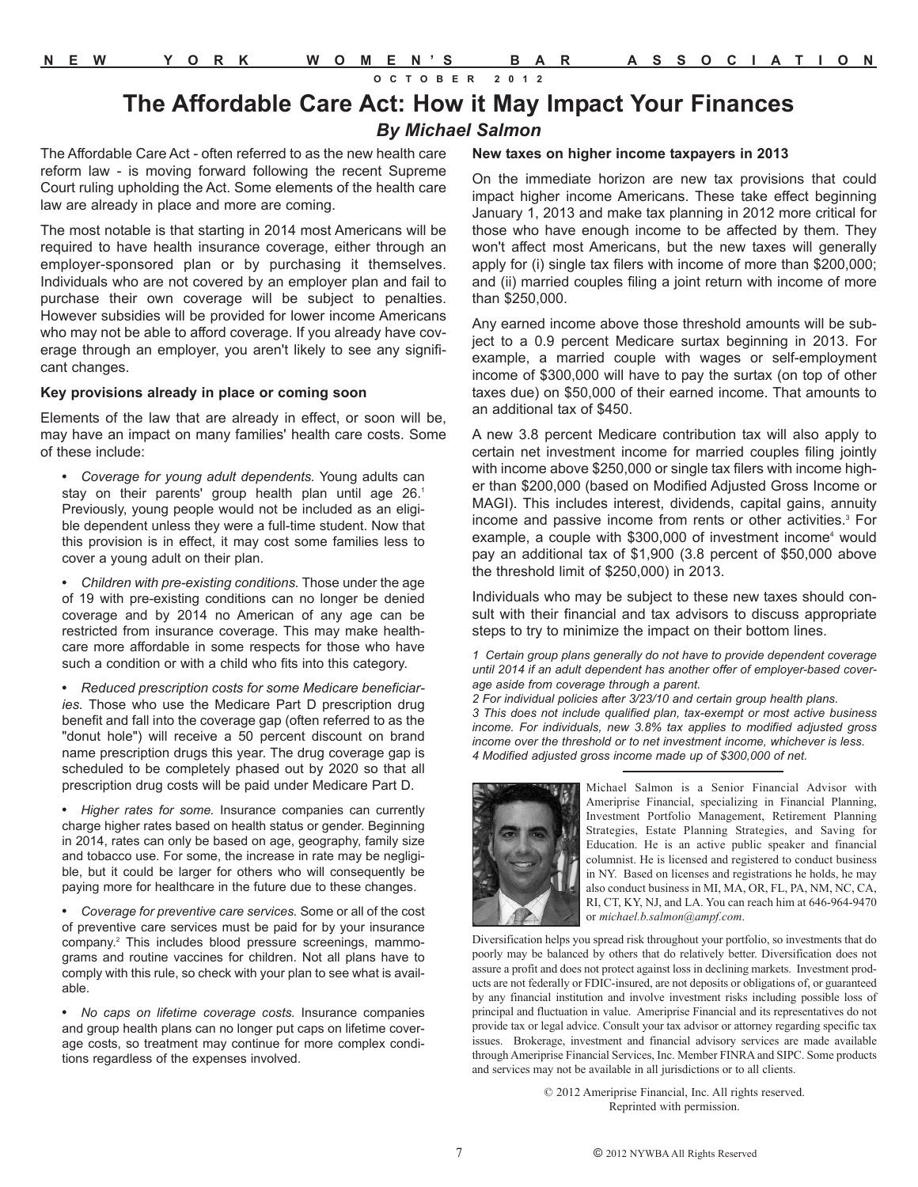# The Affordable Care Act: How it May Impact Your Finances

## *By Michael Salmon*

The Affordable Care Act - often referred to as the new health care reform law - is moving forward following the recent Supreme Court ruling upholding the Act. Some elements of the health care law are already in place and more are coming.

The most notable is that starting in 2014 most Americans will be required to have health insurance coverage, either through an employer-sponsored plan or by purchasing it themselves. Individuals who are not covered by an employer plan and fail to purchase their own coverage will be subject to penalties. However subsidies will be provided for lower income Americans who may not be able to afford coverage. If you already have coverage through an employer, you aren't likely to see any significant changes.

**Key provisions already in place or coming soon**

Elements of the law that are already in effect, or soon will be, may have an impact on many families' health care costs. Some of these include:

- *Coverage for young adult dependents.* Young adults can stay on their parents' group health plan until age 26.[1] Previously, young people would not be included as an eligible dependent unless they were a full-time student. Now that this provision is in effect, it may cost some families less to cover a young adult on their plan.
- *Children with pre-existing conditions.* Those under the age of 19 with pre-existing conditions can no longer be denied coverage and by 2014 no American of any age can be restricted from insurance coverage. This may make healthcare more affordable in some respects for those who have such a condition or with a child who fits into this category.
- *Reduced prescription costs for some Medicare beneficiaries.* Those who use the Medicare Part D prescription drug benefit and fall into the coverage gap (often referred to as the "donut hole") will receive a 50 percent discount on brand name prescription drugs this year. The drug coverage gap is scheduled to be completely phased out by 2020 so that all prescription drug costs will be paid under Medicare Part D.
- *Higher rates for some.* Insurance companies can currently charge higher rates based on health status or gender. Beginning in 2014, rates can only be based on age, geography, family size and tobacco use. For some, the increase in rate may be negligible, but it could be larger for others who will consequently be paying more for healthcare in the future due to these changes.
- *Coverage for preventive care services.* Some or all of the cost of preventive care services must be paid for by your insurance company.[2] This includes blood pressure screenings, mammograms and routine vaccines for children. Not all plans have to comply with this rule, so check with your plan to see what is available.
- *No caps on lifetime coverage costs.* Insurance companies and group health plans can no longer put caps on lifetime coverage costs, so treatment may continue for more complex conditions regardless of the expenses involved.

**New taxes on higher income taxpayers in 2013**

On the immediate horizon are new tax provisions that could impact higher income Americans. These take effect beginning January 1, 2013 and make tax planning in 2012 more critical for those who have enough income to be affected by them. They won't affect most Americans, but the new taxes will generally apply for (i) single tax filers with income of more than $200,000; and (ii) married couples filing a joint return with income of more than $250,000.

Any earned income above those threshold amounts will be subject to a 0.9 percent Medicare surtax beginning in 2013. For example, a married couple with wages or self-employment income of $300,000 will have to pay the surtax (on top of other taxes due) on $50,000 of their earned income. That amounts to an additional tax of $450.

A new 3.8 percent Medicare contribution tax will also apply to certain net investment income for married couples filing jointly with income above $250,000 or single tax filers with income higher than $200,000 (based on Modified Adjusted Gross Income or MAGI). This includes interest, dividends, capital gains, annuity income and passive income from rents or other activities.[3] For example, a couple with $300,000 of investment income[4] would pay an additional tax of $1,900 (3.8 percent of $50,000 above the threshold limit of $250,000) in 2013.

Individuals who may be subject to these new taxes should consult with their financial and tax advisors to discuss appropriate steps to try to minimize the impact on their bottom lines.

*1 Certain group plans generally do not have to provide dependent coverage until 2014 if an adult dependent has another offer of employer-based coverage aside from coverage through a parent.*
*2 For individual policies after 3/23/10 and certain group health plans.*
*3 This does not include qualified plan, tax-exempt or most active business income. For individuals, new 3.8% tax applies to modified adjusted gross income over the threshold or to net investment income, whichever is less.*
*4 Modified adjusted gross income made up of $300,000 of net.*

Michael Salmon is a Senior Financial Advisor with Ameriprise Financial, specializing in Financial Planning, Investment Portfolio Management, Retirement Planning Strategies, Estate Planning Strategies, and Saving for Education. He is an active public speaker and financial columnist. He is licensed and registered to conduct business in NY. Based on licenses and registrations he holds, he may also conduct business in MI, MA, OR, FL, PA, NM, NC, CA, RI, CT, KY, NJ, and LA. You can reach him at 646-964-9470 or *michael.b.salmon@ampf.com*.

Diversification helps you spread risk throughout your portfolio, so investments that do poorly may be balanced by others that do relatively better. Diversification does not assure a profit and does not protect against loss in declining markets. Investment products are not federally or FDIC-insured, are not deposits or obligations of, or guaranteed by any financial institution and involve investment risks including possible loss of principal and fluctuation in value. Ameriprise Financial and its representatives do not provide tax or legal advice. Consult your tax advisor or attorney regarding specific tax issues. Brokerage, investment and financial advisory services are made available through Ameriprise Financial Services, Inc. Member FINRA and SIPC. Some products and services may not be available in all jurisdictions or to all clients.

© 2012 Ameriprise Financial, Inc. All rights reserved.
Reprinted with permission.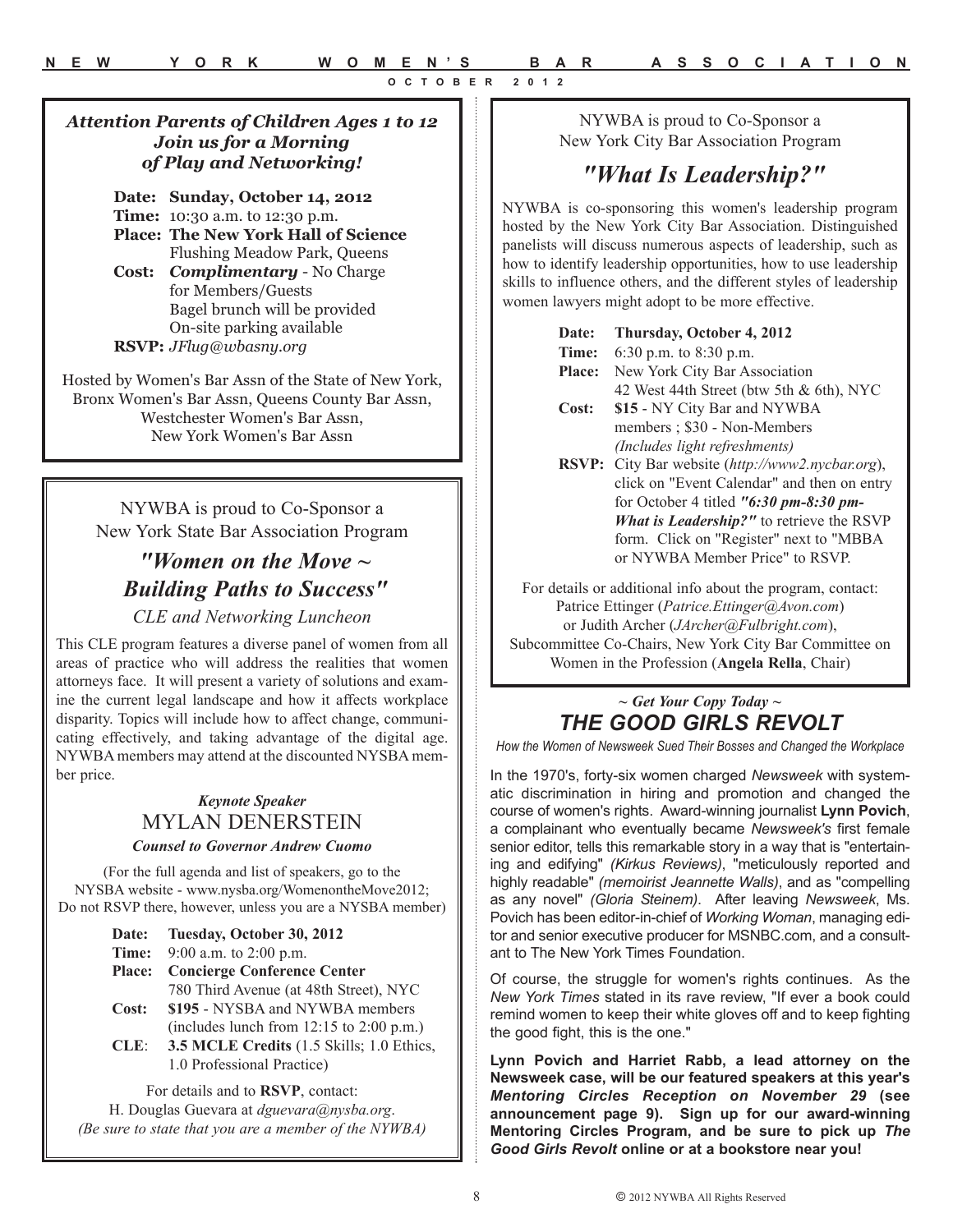## *Attention Parents of Children Ages 1 to 12 Join us for a Morning of Play and Networking!*

**Date:** **Sunday, October 14, 2012**
**Time:** 10:30 a.m. to 12:30 p.m.
**Place:** **The New York Hall of Science**
Flushing Meadow Park, Queens
**Cost:** ***Complimentary*** - No Charge for Members/Guests
Bagel brunch will be provided
On-site parking available
**RSVP:** *JFlug@wbasny.org*

Hosted by Women's Bar Assn of the State of New York, Bronx Women's Bar Assn, Queens County Bar Assn, Westchester Women's Bar Assn, New York Women's Bar Assn

---

NYWBA is proud to Co-Sponsor a New York State Bar Association Program

## *"Women on the Move ~ Building Paths to Success"*

*CLE and Networking Luncheon*

This CLE program features a diverse panel of women from all areas of practice who will address the realities that women attorneys face. It will present a variety of solutions and examine the current legal landscape and how it affects workplace disparity. Topics will include how to affect change, communicating effectively, and taking advantage of the digital age. NYWBA members may attend at the discounted NYSBA member price.

***Keynote Speaker***

### MYLAN DENERSTEIN

***Counsel to Governor Andrew Cuomo***

(For the full agenda and list of speakers, go to the NYSBA website - www.nysba.org/WomenontheMove2012; Do not RSVP there, however, unless you are a NYSBA member)

**Date:** **Tuesday, October 30, 2012**
**Time:** 9:00 a.m. to 2:00 p.m.
**Place:** **Concierge Conference Center**
780 Third Avenue (at 48th Street), NYC
**Cost:** **$195** - NYSBA and NYWBA members (includes lunch from 12:15 to 2:00 p.m.)
**CLE**: **3.5 MCLE Credits** (1.5 Skills; 1.0 Ethics, 1.0 Professional Practice)

For details and to **RSVP**, contact:
H. Douglas Guevara at *dguevara@nysba.org*.
*(Be sure to state that you are a member of the NYWBA)*

---

NYWBA is proud to Co-Sponsor a New York City Bar Association Program

## *"What Is Leadership?"*

NYWBA is co-sponsoring this women's leadership program hosted by the New York City Bar Association. Distinguished panelists will discuss numerous aspects of leadership, such as how to identify leadership opportunities, how to use leadership skills to influence others, and the different styles of leadership women lawyers might adopt to be more effective.

**Date:** **Thursday, October 4, 2012**
**Time:** 6:30 p.m. to 8:30 p.m.
**Place:** New York City Bar Association
42 West 44th Street (btw 5th & 6th), NYC
**Cost:** **$15** - NY City Bar and NYWBA members ; $30 - Non-Members
*(Includes light refreshments)*
**RSVP:** City Bar website (*http://www2.nycbar.org*), click on "Event Calendar" and then on entry for October 4 titled ***"6:30 pm-8:30 pm- What is Leadership?"*** to retrieve the RSVP form. Click on "Register" next to "MBBA or NYWBA Member Price" to RSVP.

For details or additional info about the program, contact:
Patrice Ettinger (*Patrice.Ettinger@Avon.com*)
or Judith Archer (*JArcher@Fulbright.com*),
Subcommittee Co-Chairs, New York City Bar Committee on Women in the Profession (**Angela Rella**, Chair)

---

***~ Get Your Copy Today ~***

## *THE GOOD GIRLS REVOLT*

*How the Women of Newsweek Sued Their Bosses and Changed the Workplace*

In the 1970's, forty-six women charged *Newsweek* with systematic discrimination in hiring and promotion and changed the course of women's rights. Award-winning journalist **Lynn Povich**, a complainant who eventually became *Newsweek's* first female senior editor, tells this remarkable story in a way that is "entertaining and edifying" *(Kirkus Reviews)*, "meticulously reported and highly readable" *(memoirist Jeannette Walls)*, and as "compelling as any novel" *(Gloria Steinem)*. After leaving *Newsweek*, Ms. Povich has been editor-in-chief of *Working Woman*, managing editor and senior executive producer for MSNBC.com, and a consultant to The New York Times Foundation.

Of course, the struggle for women's rights continues. As the *New York Times* stated in its rave review, "If ever a book could remind women to keep their white gloves off and to keep fighting the good fight, this is the one."

**Lynn Povich and Harriet Rabb, a lead attorney on the Newsweek case, will be our featured speakers at this year's *Mentoring Circles Reception on November 29* (see announcement page 9). Sign up for our award-winning Mentoring Circles Program, and be sure to pick up *The Good Girls Revolt* online or at a bookstore near you!**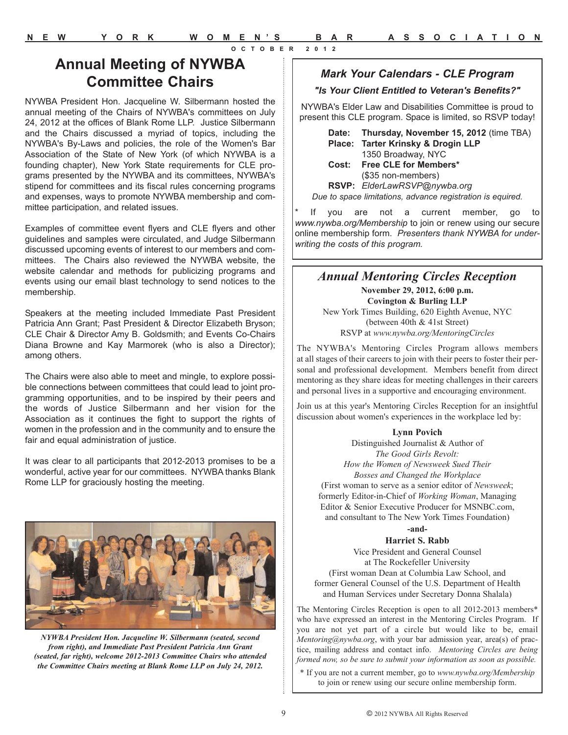# Annual Meeting of NYWBA Committee Chairs

NYWBA President Hon. Jacqueline W. Silbermann hosted the annual meeting of the Chairs of NYWBA's committees on July 24, 2012 at the offices of Blank Rome LLP. Justice Silbermann and the Chairs discussed a myriad of topics, including the NYWBA's By-Laws and policies, the role of the Women's Bar Association of the State of New York (of which NYWBA is a founding chapter), New York State requirements for CLE programs presented by the NYWBA and its committees, NYWBA's stipend for committees and its fiscal rules concerning programs and expenses, ways to promote NYWBA membership and committee participation, and related issues.

Examples of committee event flyers and CLE flyers and other guidelines and samples were circulated, and Judge Silbermann discussed upcoming events of interest to our members and committees. The Chairs also reviewed the NYWBA website, the website calendar and methods for publicizing programs and events using our email blast technology to send notices to the membership.

Speakers at the meeting included Immediate Past President Patricia Ann Grant; Past President & Director Elizabeth Bryson; CLE Chair & Director Amy B. Goldsmith; and Events Co-Chairs Diana Browne and Kay Marmorek (who is also a Director); among others.

The Chairs were also able to meet and mingle, to explore possible connections between committees that could lead to joint programming opportunities, and to be inspired by their peers and the words of Justice Silbermann and her vision for the Association as it continues the fight to support the rights of women in the profession and in the community and to ensure the fair and equal administration of justice.

It was clear to all participants that 2012-2013 promises to be a wonderful, active year for our committees. NYWBA thanks Blank Rome LLP for graciously hosting the meeting.

*NYWBA President Hon. Jacqueline W. Silbermann (seated, second from right), and Immediate Past President Patricia Ann Grant (seated, far right), welcome 2012-2013 Committee Chairs who attended the Committee Chairs meeting at Blank Rome LLP on July 24, 2012.*

## *Mark Your Calendars - CLE Program*

***"Is Your Client Entitled to Veteran's Benefits?"***

NYWBA's Elder Law and Disabilities Committee is proud to present this CLE program. Space is limited, so RSVP today!

**Date:** **Thursday, November 15, 2012** (time TBA)
**Place:** **Tarter Krinsky & Drogin LLP**
1350 Broadway, NYC
**Cost:** **Free CLE for Members***
($35 non-members)
**RSVP:** *ElderLawRSVP@nywba.org*

*Due to space limitations, advance registration is equired.*

* If you are not a current member, go to *www.nywba.org/Membership* to join or renew using our secure online membership form. *Presenters thank NYWBA for underwriting the costs of this program.*

## *Annual Mentoring Circles Reception*

**November 29, 2012, 6:00 p.m.**
**Covington & Burling LLP**
New York Times Building, 620 Eighth Avenue, NYC
(between 40th & 41st Street)
RSVP at *www.nywba.org/MentoringCircles*

The NYWBA's Mentoring Circles Program allows members at all stages of their careers to join with their peers to foster their personal and professional development. Members benefit from direct mentoring as they share ideas for meeting challenges in their careers and personal lives in a supportive and encouraging environment.

Join us at this year's Mentoring Circles Reception for an insightful discussion about women's experiences in the workplace led by:

**Lynn Povich**
Distinguished Journalist & Author of
*The Good Girls Revolt: How the Women of Newsweek Sued Their Bosses and Changed the Workplace*
(First woman to serve as a senior editor of *Newsweek*; formerly Editor-in-Chief of *Working Woman*, Managing Editor & Senior Executive Producer for MSNBC.com, and consultant to The New York Times Foundation)

**-and-**

**Harriet S. Rabb**
Vice President and General Counsel at The Rockefeller University
(First woman Dean at Columbia Law School, and former General Counsel of the U.S. Department of Health and Human Services under Secretary Donna Shalala)

The Mentoring Circles Reception is open to all 2012-2013 members* who have expressed an interest in the Mentoring Circles Program. If you are not yet part of a circle but would like to be, email *Mentoring@nywba.org*, with your bar admission year, area(s) of practice, mailing address and contact info. *Mentoring Circles are being formed now, so be sure to submit your information as soon as possible.*

* If you are not a current member, go to *www.nywba.org/Membership* to join or renew using our secure online membership form.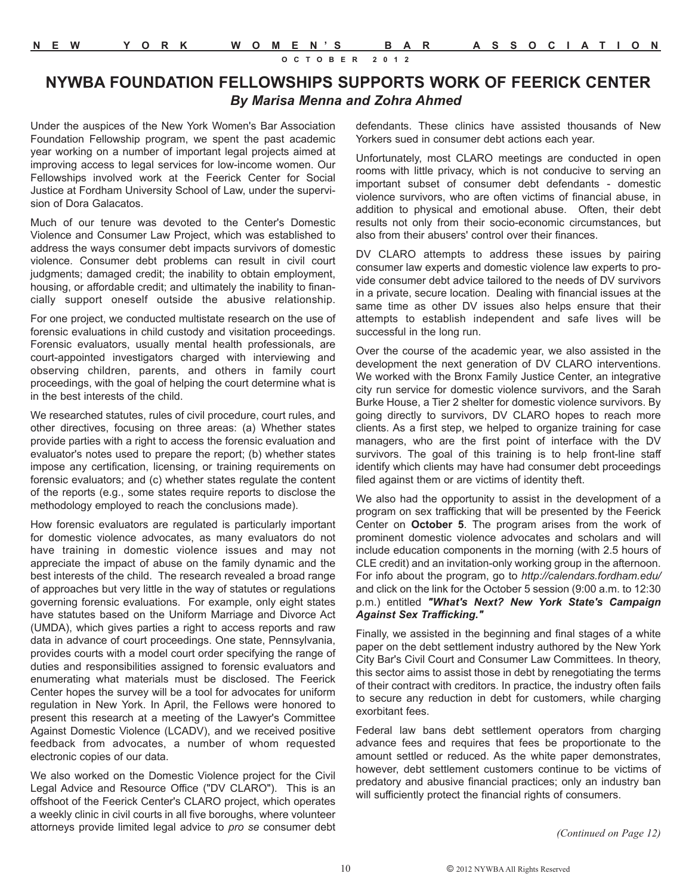# NYWBA FOUNDATION FELLOWSHIPS SUPPORTS WORK OF FEERICK CENTER

***By Marisa Menna and Zohra Ahmed***

Under the auspices of the New York Women's Bar Association Foundation Fellowship program, we spent the past academic year working on a number of important legal projects aimed at improving access to legal services for low-income women. Our Fellowships involved work at the Feerick Center for Social Justice at Fordham University School of Law, under the supervision of Dora Galacatos.

Much of our tenure was devoted to the Center's Domestic Violence and Consumer Law Project, which was established to address the ways consumer debt impacts survivors of domestic violence. Consumer debt problems can result in civil court judgments; damaged credit; the inability to obtain employment, housing, or affordable credit; and ultimately the inability to financially support oneself outside the abusive relationship.

For one project, we conducted multistate research on the use of forensic evaluations in child custody and visitation proceedings. Forensic evaluators, usually mental health professionals, are court-appointed investigators charged with interviewing and observing children, parents, and others in family court proceedings, with the goal of helping the court determine what is in the best interests of the child.

We researched statutes, rules of civil procedure, court rules, and other directives, focusing on three areas: (a) Whether states provide parties with a right to access the forensic evaluation and evaluator's notes used to prepare the report; (b) whether states impose any certification, licensing, or training requirements on forensic evaluators; and (c) whether states regulate the content of the reports (e.g., some states require reports to disclose the methodology employed to reach the conclusions made).

How forensic evaluators are regulated is particularly important for domestic violence advocates, as many evaluators do not have training in domestic violence issues and may not appreciate the impact of abuse on the family dynamic and the best interests of the child. The research revealed a broad range of approaches but very little in the way of statutes or regulations governing forensic evaluations. For example, only eight states have statutes based on the Uniform Marriage and Divorce Act (UMDA), which gives parties a right to access reports and raw data in advance of court proceedings. One state, Pennsylvania, provides courts with a model court order specifying the range of duties and responsibilities assigned to forensic evaluators and enumerating what materials must be disclosed. The Feerick Center hopes the survey will be a tool for advocates for uniform regulation in New York. In April, the Fellows were honored to present this research at a meeting of the Lawyer's Committee Against Domestic Violence (LCADV), and we received positive feedback from advocates, a number of whom requested electronic copies of our data.

We also worked on the Domestic Violence project for the Civil Legal Advice and Resource Office ("DV CLARO"). This is an offshoot of the Feerick Center's CLARO project, which operates a weekly clinic in civil courts in all five boroughs, where volunteer attorneys provide limited legal advice to *pro se* consumer debt defendants. These clinics have assisted thousands of New Yorkers sued in consumer debt actions each year.

Unfortunately, most CLARO meetings are conducted in open rooms with little privacy, which is not conducive to serving an important subset of consumer debt defendants - domestic violence survivors, who are often victims of financial abuse, in addition to physical and emotional abuse. Often, their debt results not only from their socio-economic circumstances, but also from their abusers' control over their finances.

DV CLARO attempts to address these issues by pairing consumer law experts and domestic violence law experts to provide consumer debt advice tailored to the needs of DV survivors in a private, secure location. Dealing with financial issues at the same time as other DV issues also helps ensure that their attempts to establish independent and safe lives will be successful in the long run.

Over the course of the academic year, we also assisted in the development the next generation of DV CLARO interventions. We worked with the Bronx Family Justice Center, an integrative city run service for domestic violence survivors, and the Sarah Burke House, a Tier 2 shelter for domestic violence survivors. By going directly to survivors, DV CLARO hopes to reach more clients. As a first step, we helped to organize training for case managers, who are the first point of interface with the DV survivors. The goal of this training is to help front-line staff identify which clients may have had consumer debt proceedings filed against them or are victims of identity theft.

We also had the opportunity to assist in the development of a program on sex trafficking that will be presented by the Feerick Center on **October 5**. The program arises from the work of prominent domestic violence advocates and scholars and will include education components in the morning (with 2.5 hours of CLE credit) and an invitation-only working group in the afternoon. For info about the program, go to *http://calendars.fordham.edu/* and click on the link for the October 5 session (9:00 a.m. to 12:30 p.m.) entitled ***"What's Next? New York State's Campaign Against Sex Trafficking."***

Finally, we assisted in the beginning and final stages of a white paper on the debt settlement industry authored by the New York City Bar's Civil Court and Consumer Law Committees. In theory, this sector aims to assist those in debt by renegotiating the terms of their contract with creditors. In practice, the industry often fails to secure any reduction in debt for customers, while charging exorbitant fees.

Federal law bans debt settlement operators from charging advance fees and requires that fees be proportionate to the amount settled or reduced. As the white paper demonstrates, however, debt settlement customers continue to be victims of predatory and abusive financial practices; only an industry ban will sufficiently protect the financial rights of consumers.

*(Continued on Page 12)*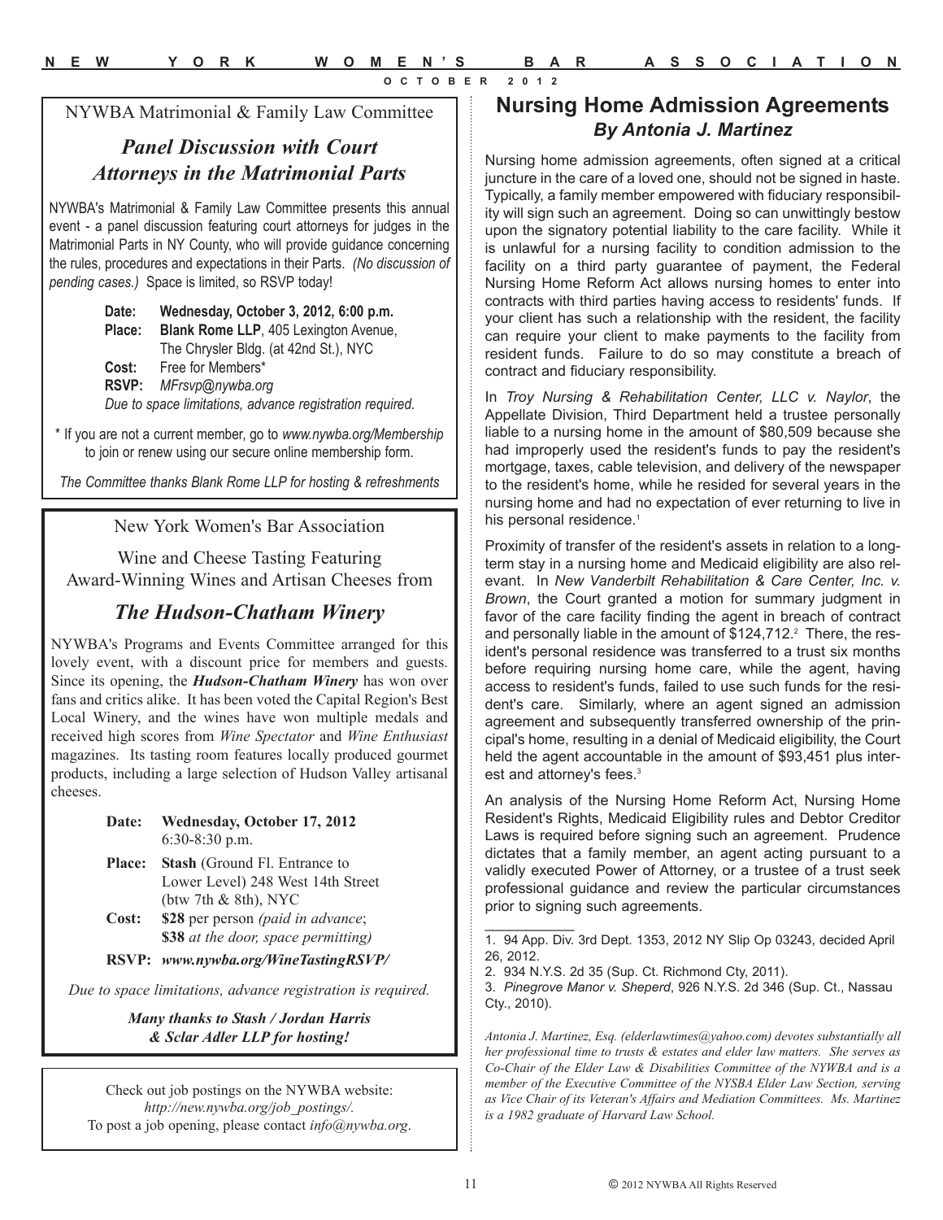NYWBA Matrimonial & Family Law Committee

## *Panel Discussion with Court Attorneys in the Matrimonial Parts*

NYWBA's Matrimonial & Family Law Committee presents this annual event - a panel discussion featuring court attorneys for judges in the Matrimonial Parts in NY County, who will provide guidance concerning the rules, procedures and expectations in their Parts. *(No discussion of pending cases.)* Space is limited, so RSVP today!

**Date:** **Wednesday, October 3, 2012, 6:00 p.m.**
**Place:** **Blank Rome LLP**, 405 Lexington Avenue, The Chrysler Bldg. (at 42nd St.), NYC
**Cost:** Free for Members*
**RSVP:** *MFrsvp@nywba.org*
*Due to space limitations, advance registration required.*

\* If you are not a current member, go to *www.nywba.org/Membership* to join or renew using our secure online membership form.

*The Committee thanks Blank Rome LLP for hosting & refreshments*

---

New York Women's Bar Association

Wine and Cheese Tasting Featuring Award-Winning Wines and Artisan Cheeses from

## *The Hudson-Chatham Winery*

NYWBA's Programs and Events Committee arranged for this lovely event, with a discount price for members and guests. Since its opening, the ***Hudson-Chatham Winery*** has won over fans and critics alike. It has been voted the Capital Region's Best Local Winery, and the wines have won multiple medals and received high scores from *Wine Spectator* and *Wine Enthusiast* magazines. Its tasting room features locally produced gourmet products, including a large selection of Hudson Valley artisanal cheeses.

**Date:** **Wednesday, October 17, 2012** 6:30-8:30 p.m.
**Place:** **Stash** (Ground Fl. Entrance to Lower Level) 248 West 14th Street (btw 7th & 8th), NYC
**Cost:** **$28** per person *(paid in advance*; **$38** *at the door, space permitting)*
**RSVP:** ***www.nywba.org/WineTastingRSVP/***

*Due to space limitations, advance registration is required.*

***Many thanks to Stash / Jordan Harris & Sclar Adler LLP for hosting!***

---

Check out job postings on the NYWBA website: *http://new.nywba.org/job_postings/*. To post a job opening, please contact *info@nywba.org*.

---

# Nursing Home Admission Agreements

### *By Antonia J. Martinez*

Nursing home admission agreements, often signed at a critical juncture in the care of a loved one, should not be signed in haste. Typically, a family member empowered with fiduciary responsibility will sign such an agreement. Doing so can unwittingly bestow upon the signatory potential liability to the care facility. While it is unlawful for a nursing facility to condition admission to the facility on a third party guarantee of payment, the Federal Nursing Home Reform Act allows nursing homes to enter into contracts with third parties having access to residents' funds. If your client has such a relationship with the resident, the facility can require your client to make payments to the facility from resident funds. Failure to do so may constitute a breach of contract and fiduciary responsibility.

In *Troy Nursing & Rehabilitation Center, LLC v. Naylor*, the Appellate Division, Third Department held a trustee personally liable to a nursing home in the amount of $80,509 because she had improperly used the resident's funds to pay the resident's mortgage, taxes, cable television, and delivery of the newspaper to the resident's home, while he resided for several years in the nursing home and had no expectation of ever returning to live in his personal residence.[1]

Proximity of transfer of the resident's assets in relation to a long-term stay in a nursing home and Medicaid eligibility are also relevant. In *New Vanderbilt Rehabilitation & Care Center, Inc. v. Brown*, the Court granted a motion for summary judgment in favor of the care facility finding the agent in breach of contract and personally liable in the amount of $124,712.[2] There, the resident's personal residence was transferred to a trust six months before requiring nursing home care, while the agent, having access to resident's funds, failed to use such funds for the resident's care. Similarly, where an agent signed an admission agreement and subsequently transferred ownership of the principal's home, resulting in a denial of Medicaid eligibility, the Court held the agent accountable in the amount of $93,451 plus interest and attorney's fees.[3]

An analysis of the Nursing Home Reform Act, Nursing Home Resident's Rights, Medicaid Eligibility rules and Debtor Creditor Laws is required before signing such an agreement. Prudence dictates that a family member, an agent acting pursuant to a validly executed Power of Attorney, or a trustee of a trust seek professional guidance and review the particular circumstances prior to signing such agreements.

---

1. 94 App. Div. 3rd Dept. 1353, 2012 NY Slip Op 03243, decided April 26, 2012.
2. 934 N.Y.S. 2d 35 (Sup. Ct. Richmond Cty, 2011).
3. *Pinegrove Manor v. Sheperd*, 926 N.Y.S. 2d 346 (Sup. Ct., Nassau Cty., 2010).

*Antonia J. Martinez, Esq. (elderlawtimes@yahoo.com) devotes substantially all her professional time to trusts & estates and elder law matters. She serves as Co-Chair of the Elder Law & Disabilities Committee of the NYWBA and is a member of the Executive Committee of the NYSBA Elder Law Section, serving as Vice Chair of its Veteran's Affairs and Mediation Committees. Ms. Martinez is a 1982 graduate of Harvard Law School.*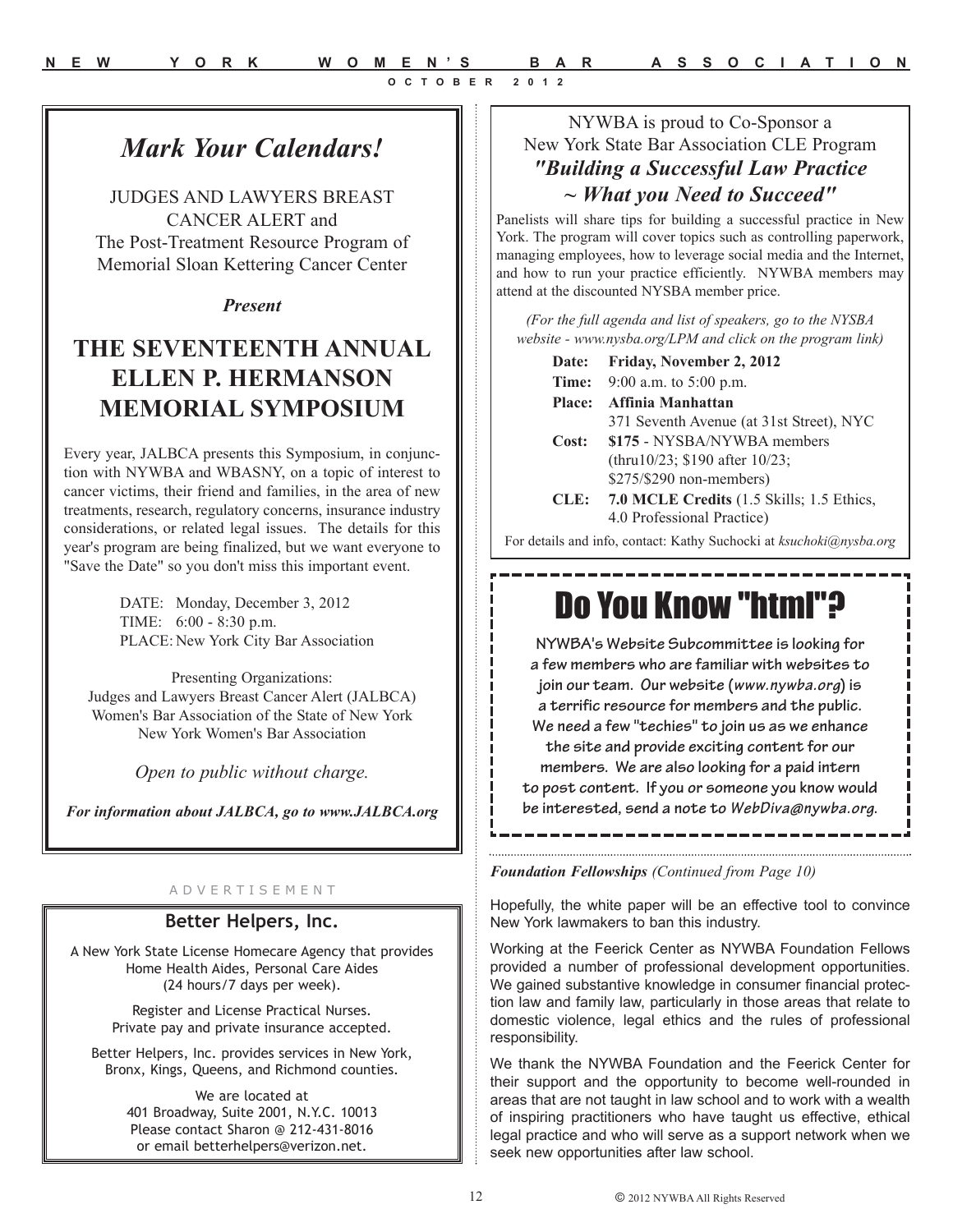## *Mark Your Calendars!*

JUDGES AND LAWYERS BREAST CANCER ALERT and
The Post-Treatment Resource Program of Memorial Sloan Kettering Cancer Center

***Present***

## THE SEVENTEENTH ANNUAL ELLEN P. HERMANSON MEMORIAL SYMPOSIUM

Every year, JALBCA presents this Symposium, in conjunction with NYWBA and WBASNY, on a topic of interest to cancer victims, their friend and families, in the area of new treatments, research, regulatory concerns, insurance industry considerations, or related legal issues. The details for this year's program are being finalized, but we want everyone to "Save the Date" so you don't miss this important event.

DATE: Monday, December 3, 2012
TIME: 6:00 - 8:30 p.m.
PLACE: New York City Bar Association

Presenting Organizations:
Judges and Lawyers Breast Cancer Alert (JALBCA)
Women's Bar Association of the State of New York
New York Women's Bar Association

*Open to public without charge.*

***For information about JALBCA, go to www.JALBCA.org***

ADVERTISEMENT

### Better Helpers, Inc.

A New York State License Homecare Agency that provides Home Health Aides, Personal Care Aides (24 hours/7 days per week).

Register and License Practical Nurses.
Private pay and private insurance accepted.

Better Helpers, Inc. provides services in New York, Bronx, Kings, Queens, and Richmond counties.

We are located at
401 Broadway, Suite 2001, N.Y.C. 10013
Please contact Sharon @ 212-431-8016
or email betterhelpers@verizon.net.

NYWBA is proud to Co-Sponsor a New York State Bar Association CLE Program

### *"Building a Successful Law Practice ~ What you Need to Succeed"*

Panelists will share tips for building a successful practice in New York. The program will cover topics such as controlling paperwork, managing employees, how to leverage social media and the Internet, and how to run your practice efficiently. NYWBA members may attend at the discounted NYSBA member price.

*(For the full agenda and list of speakers, go to the NYSBA website - www.nysba.org/LPM and click on the program link)*

**Date:** **Friday, November 2, 2012**
**Time:** 9:00 a.m. to 5:00 p.m.
**Place:** **Affinia Manhattan**
371 Seventh Avenue (at 31st Street), NYC
**Cost:** **$175** - NYSBA/NYWBA members (thru10/23; $190 after 10/23; $275/$290 non-members)
**CLE:** **7.0 MCLE Credits** (1.5 Skills; 1.5 Ethics, 4.0 Professional Practice)

For details and info, contact: Kathy Suchocki at *ksuchoki@nysba.org*

## Do You Know "html"?

**NYWBA's Website Subcommittee is looking for a few members who are familiar with websites to join our team. Our website (*www.nywba.org*) is a terrific resource for members and the public. We need a few "techies" to join us as we enhance the site and provide exciting content for our members. We are also looking for a paid intern to post content. If you or someone you know would be interested, send a note to *WebDiva@nywba.org*.**

***Foundation Fellowships** (Continued from Page 10)*

Hopefully, the white paper will be an effective tool to convince New York lawmakers to ban this industry.

Working at the Feerick Center as NYWBA Foundation Fellows provided a number of professional development opportunities. We gained substantive knowledge in consumer financial protection law and family law, particularly in those areas that relate to domestic violence, legal ethics and the rules of professional responsibility.

We thank the NYWBA Foundation and the Feerick Center for their support and the opportunity to become well-rounded in areas that are not taught in law school and to work with a wealth of inspiring practitioners who have taught us effective, ethical legal practice and who will serve as a support network when we seek new opportunities after law school.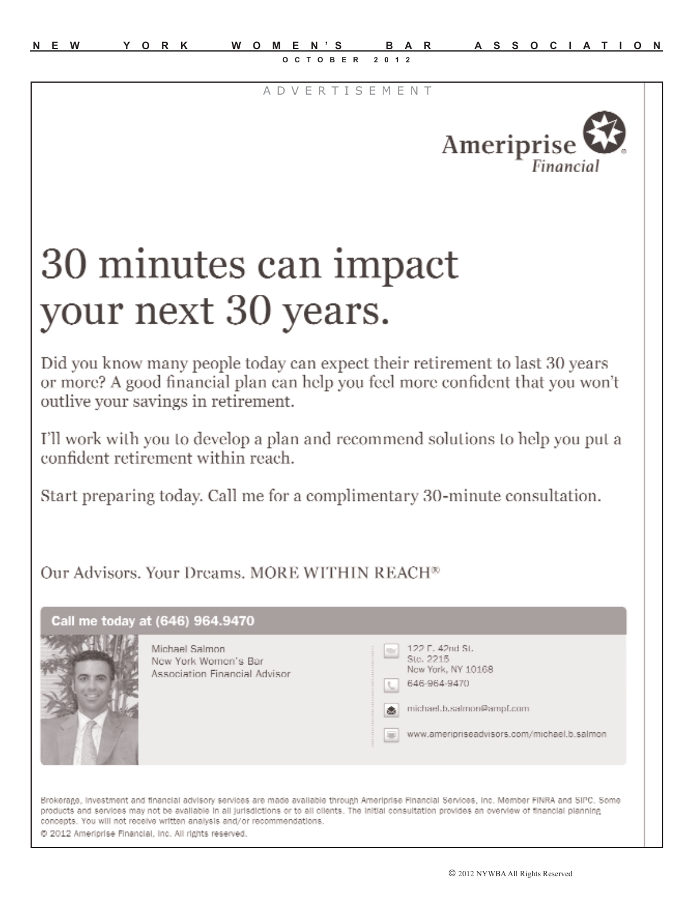ADVERTISEMENT

Ameriprise Financial

# 30 minutes can impact your next 30 years.

Did you know many people today can expect their retirement to last 30 years or more? A good financial plan can help you feel more confident that you won't outlive your savings in retirement.

I'll work with you to develop a plan and recommend solutions to help you put a confident retirement within reach.

Start preparing today. Call me for a complimentary 30-minute consultation.

Our Advisors. Your Dreams. MORE WITHIN REACH®

**Call me today at (646) 964.9470**

Michael Salmon
New York Women's Bar Association Financial Advisor

122 E. 42nd St.
Ste. 2215
New York, NY 10168

646-964-9470

michael.b.salmon@ampf.com

www.ameripriseadvisors.com/michael.b.salmon

Brokerage, investment and financial advisory services are made available through Ameriprise Financial Services, Inc. Member FINRA and SIPC. Some products and services may not be available in all jurisdictions or to all clients. The initial consultation provides an overview of financial planning concepts. You will not receive written analysis and/or recommendations.

© 2012 Ameriprise Financial, Inc. All rights reserved.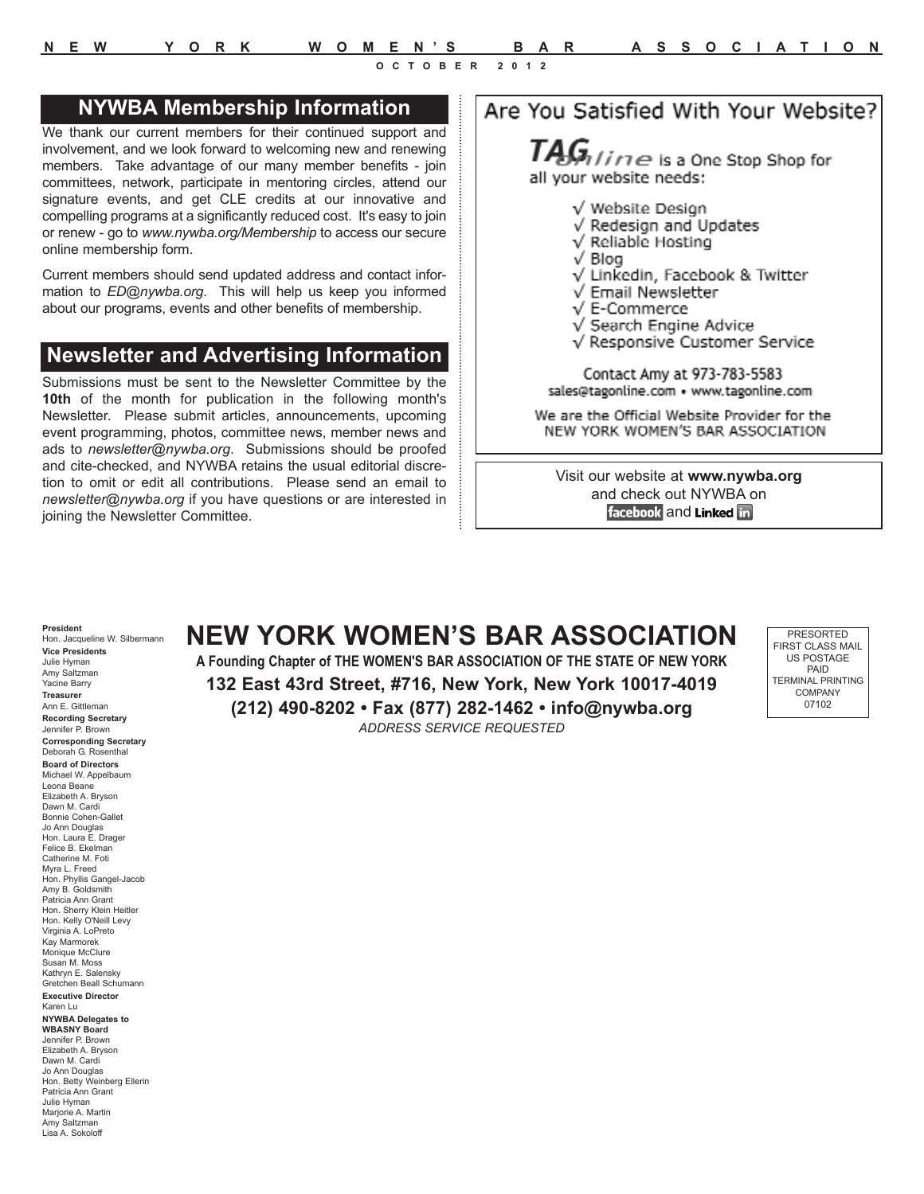## NYWBA Membership Information

We thank our current members for their continued support and involvement, and we look forward to welcoming new and renewing members. Take advantage of our many member benefits - join committees, network, participate in mentoring circles, attend our signature events, and get CLE credits at our innovative and compelling programs at a significantly reduced cost. It's easy to join or renew - go to *www.nywba.org/Membership* to access our secure online membership form.

Current members should send updated address and contact information to *ED@nywba.org*. This will help us keep you informed about our programs, events and other benefits of membership.

## Newsletter and Advertising Information

Submissions must be sent to the Newsletter Committee by the **10th** of the month for publication in the following month's Newsletter. Please submit articles, announcements, upcoming event programming, photos, committee news, member news and ads to *newsletter@nywba.org*. Submissions should be proofed and cite-checked, and NYWBA retains the usual editorial discretion to omit or edit all contributions. Please send an email to *newsletter@nywba.org* if you have questions or are interested in joining the Newsletter Committee.

## Are You Satisfied With Your Website?

TAGonline is a One Stop Shop for all your website needs:

- √ Website Design
- √ Redesign and Updates
- √ Reliable Hosting
- √ Blog
- √ LinkedIn, Facebook & Twitter
- √ Email Newsletter
- √ E-Commerce
- √ Search Engine Advice
- √ Responsive Customer Service

Contact Amy at 973-783-5583
sales@tagonline.com • www.tagonline.com

We are the Official Website Provider for the NEW YORK WOMEN'S BAR ASSOCIATION

Visit our website at **www.nywba.org** and check out NYWBA on facebook and LinkedIn

**President**
Hon. Jacqueline W. Silbermann

**Vice Presidents**
Julie Hyman
Amy Saltzman
Yacine Barry

**Treasurer**
Ann E. Gittleman

**Recording Secretary**
Jennifer P. Brown

**Corresponding Secretary**
Deborah G. Rosenthal

**Board of Directors**
Michael W. Appelbaum
Leona Beane
Elizabeth A. Bryson
Dawn M. Cardi
Bonnie Cohen-Gallet
Jo Ann Douglas
Hon. Laura E. Drager
Felice B. Ekelman
Catherine M. Foti
Myra L. Freed
Hon. Phyllis Gangel-Jacob
Amy B. Goldsmith
Patricia Ann Grant
Hon. Sherry Klein Heitler
Hon. Kelly O'Neill Levy
Virginia A. LoPreto
Kay Marmorek
Monique McClure
Susan M. Moss
Kathryn E. Salensky
Gretchen Beall Schumann

**Executive Director**
Karen Lu

**NYWBA Delegates to WBASNY Board**
Jennifer P. Brown
Elizabeth A. Bryson
Dawn M. Cardi
Jo Ann Douglas
Hon. Betty Weinberg Ellerin
Patricia Ann Grant
Julie Hyman
Marjorie A. Martin
Amy Saltzman
Lisa A. Sokoloff

# NEW YORK WOMEN'S BAR ASSOCIATION

**A Founding Chapter of THE WOMEN'S BAR ASSOCIATION OF THE STATE OF NEW YORK**

**132 East 43rd Street, #716, New York, New York 10017-4019**

**(212) 490-8202 • Fax (877) 282-1462 • info@nywba.org**

*ADDRESS SERVICE REQUESTED*

PRESORTED
FIRST CLASS MAIL
US POSTAGE
PAID
TERMINAL PRINTING
COMPANY
07102